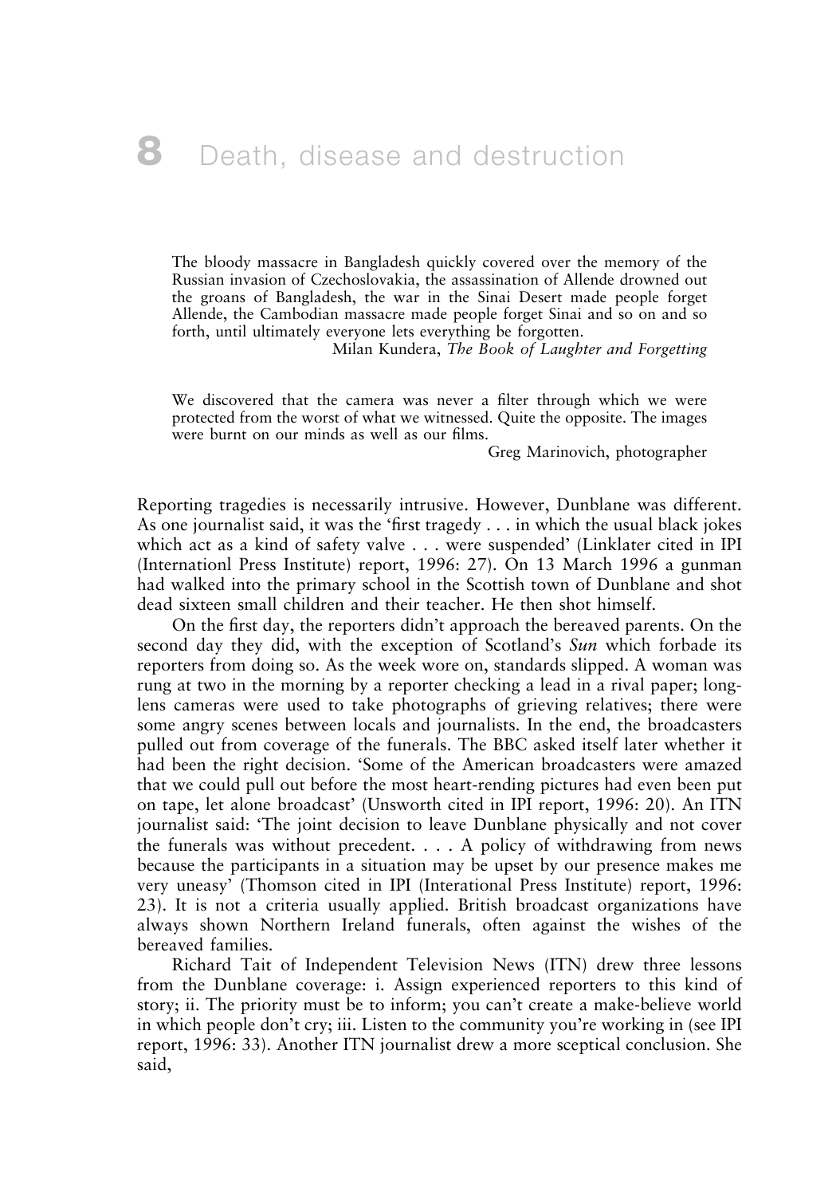# 8 Death, disease and destruction

> The bloody massacre in Bangladesh quickly covered over the memory of the Russian invasion of Czechoslovakia, the assassination of Allende drowned out the groans of Bangladesh, the war in the Sinai Desert made people forget Allende, the Cambodian massacre made people forget Sinai and so on and so forth, until ultimately everyone lets everything be forgotten.
>
> Milan Kundera, *The Book of Laughter and Forgetting*

> We discovered that the camera was never a filter through which we were protected from the worst of what we witnessed. Quite the opposite. The images were burnt on our minds as well as our films.
>
> Greg Marinovich, photographer

Reporting tragedies is necessarily intrusive. However, Dunblane was different. As one journalist said, it was the 'first tragedy . . . in which the usual black jokes which act as a kind of safety valve . . . were suspended' (Linklater cited in IPI (Internationl Press Institute) report, 1996: 27). On 13 March 1996 a gunman had walked into the primary school in the Scottish town of Dunblane and shot dead sixteen small children and their teacher. He then shot himself.

On the first day, the reporters didn't approach the bereaved parents. On the second day they did, with the exception of Scotland's *Sun* which forbade its reporters from doing so. As the week wore on, standards slipped. A woman was rung at two in the morning by a reporter checking a lead in a rival paper; long-lens cameras were used to take photographs of grieving relatives; there were some angry scenes between locals and journalists. In the end, the broadcasters pulled out from coverage of the funerals. The BBC asked itself later whether it had been the right decision. 'Some of the American broadcasters were amazed that we could pull out before the most heart-rending pictures had even been put on tape, let alone broadcast' (Unsworth cited in IPI report, 1996: 20). An ITN journalist said: 'The joint decision to leave Dunblane physically and not cover the funerals was without precedent. . . . A policy of withdrawing from news because the participants in a situation may be upset by our presence makes me very uneasy' (Thomson cited in IPI (Interational Press Institute) report, 1996: 23). It is not a criteria usually applied. British broadcast organizations have always shown Northern Ireland funerals, often against the wishes of the bereaved families.

Richard Tait of Independent Television News (ITN) drew three lessons from the Dunblane coverage: i. Assign experienced reporters to this kind of story; ii. The priority must be to inform; you can't create a make-believe world in which people don't cry; iii. Listen to the community you're working in (see IPI report, 1996: 33). Another ITN journalist drew a more sceptical conclusion. She said,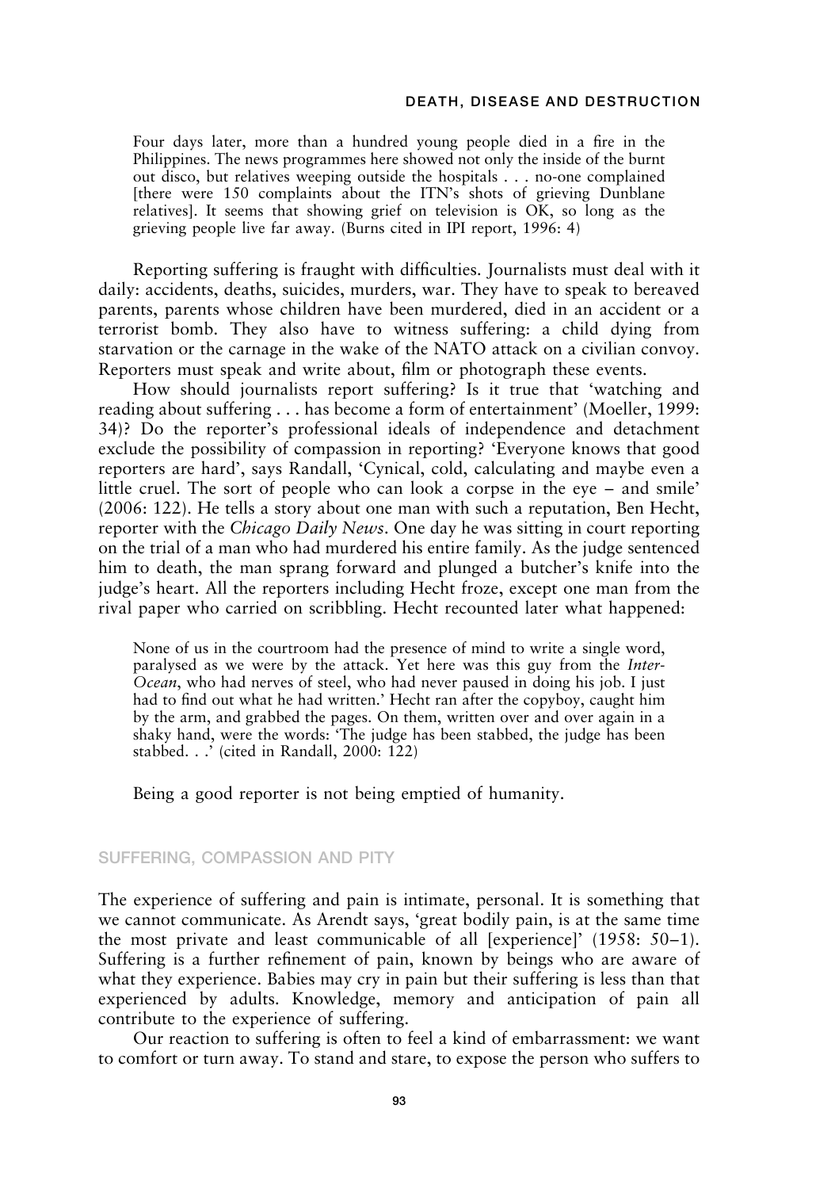> Four days later, more than a hundred young people died in a fire in the Philippines. The news programmes here showed not only the inside of the burnt out disco, but relatives weeping outside the hospitals . . . no-one complained [there were 150 complaints about the ITN's shots of grieving Dunblane relatives]. It seems that showing grief on television is OK, so long as the grieving people live far away. (Burns cited in IPI report, 1996: 4)

Reporting suffering is fraught with difficulties. Journalists must deal with it daily: accidents, deaths, suicides, murders, war. They have to speak to bereaved parents, parents whose children have been murdered, died in an accident or a terrorist bomb. They also have to witness suffering: a child dying from starvation or the carnage in the wake of the NATO attack on a civilian convoy. Reporters must speak and write about, film or photograph these events.

How should journalists report suffering? Is it true that 'watching and reading about suffering . . . has become a form of entertainment' (Moeller, 1999: 34)? Do the reporter's professional ideals of independence and detachment exclude the possibility of compassion in reporting? 'Everyone knows that good reporters are hard', says Randall, 'Cynical, cold, calculating and maybe even a little cruel. The sort of people who can look a corpse in the eye – and smile' (2006: 122). He tells a story about one man with such a reputation, Ben Hecht, reporter with the *Chicago Daily News*. One day he was sitting in court reporting on the trial of a man who had murdered his entire family. As the judge sentenced him to death, the man sprang forward and plunged a butcher's knife into the judge's heart. All the reporters including Hecht froze, except one man from the rival paper who carried on scribbling. Hecht recounted later what happened:

> None of us in the courtroom had the presence of mind to write a single word, paralysed as we were by the attack. Yet here was this guy from the *Inter-Ocean*, who had nerves of steel, who had never paused in doing his job. I just had to find out what he had written.' Hecht ran after the copyboy, caught him by the arm, and grabbed the pages. On them, written over and over again in a shaky hand, were the words: 'The judge has been stabbed, the judge has been stabbed. . .' (cited in Randall, 2000: 122)

Being a good reporter is not being emptied of humanity.

## SUFFERING, COMPASSION AND PITY

The experience of suffering and pain is intimate, personal. It is something that we cannot communicate. As Arendt says, 'great bodily pain, is at the same time the most private and least communicable of all [experience]' (1958: 50–1). Suffering is a further refinement of pain, known by beings who are aware of what they experience. Babies may cry in pain but their suffering is less than that experienced by adults. Knowledge, memory and anticipation of pain all contribute to the experience of suffering.

Our reaction to suffering is often to feel a kind of embarrassment: we want to comfort or turn away. To stand and stare, to expose the person who suffers to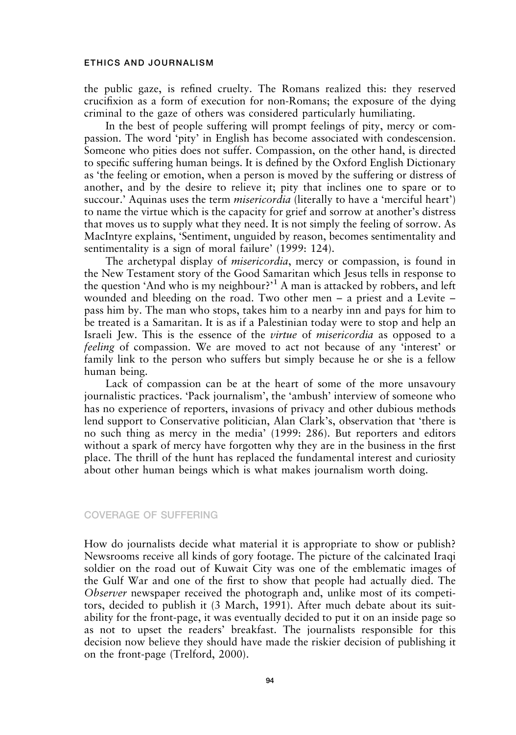the public gaze, is refined cruelty. The Romans realized this: they reserved crucifixion as a form of execution for non-Romans; the exposure of the dying criminal to the gaze of others was considered particularly humiliating.

In the best of people suffering will prompt feelings of pity, mercy or compassion. The word 'pity' in English has become associated with condescension. Someone who pities does not suffer. Compassion, on the other hand, is directed to specific suffering human beings. It is defined by the Oxford English Dictionary as 'the feeling or emotion, when a person is moved by the suffering or distress of another, and by the desire to relieve it; pity that inclines one to spare or to succour.' Aquinas uses the term *misericordia* (literally to have a 'merciful heart') to name the virtue which is the capacity for grief and sorrow at another's distress that moves us to supply what they need. It is not simply the feeling of sorrow. As MacIntyre explains, 'Sentiment, unguided by reason, becomes sentimentality and sentimentality is a sign of moral failure' (1999: 124).

The archetypal display of *misericordia*, mercy or compassion, is found in the New Testament story of the Good Samaritan which Jesus tells in response to the question 'And who is my neighbour?'[1] A man is attacked by robbers, and left wounded and bleeding on the road. Two other men – a priest and a Levite – pass him by. The man who stops, takes him to a nearby inn and pays for him to be treated is a Samaritan. It is as if a Palestinian today were to stop and help an Israeli Jew. This is the essence of the *virtue* of *misericordia* as opposed to a *feeling* of compassion. We are moved to act not because of any 'interest' or family link to the person who suffers but simply because he or she is a fellow human being.

Lack of compassion can be at the heart of some of the more unsavoury journalistic practices. 'Pack journalism', the 'ambush' interview of someone who has no experience of reporters, invasions of privacy and other dubious methods lend support to Conservative politician, Alan Clark's, observation that 'there is no such thing as mercy in the media' (1999: 286). But reporters and editors without a spark of mercy have forgotten why they are in the business in the first place. The thrill of the hunt has replaced the fundamental interest and curiosity about other human beings which is what makes journalism worth doing.

## COVERAGE OF SUFFERING

How do journalists decide what material it is appropriate to show or publish? Newsrooms receive all kinds of gory footage. The picture of the calcinated Iraqi soldier on the road out of Kuwait City was one of the emblematic images of the Gulf War and one of the first to show that people had actually died. The *Observer* newspaper received the photograph and, unlike most of its competitors, decided to publish it (3 March, 1991). After much debate about its suitability for the front-page, it was eventually decided to put it on an inside page so as not to upset the readers' breakfast. The journalists responsible for this decision now believe they should have made the riskier decision of publishing it on the front-page (Trelford, 2000).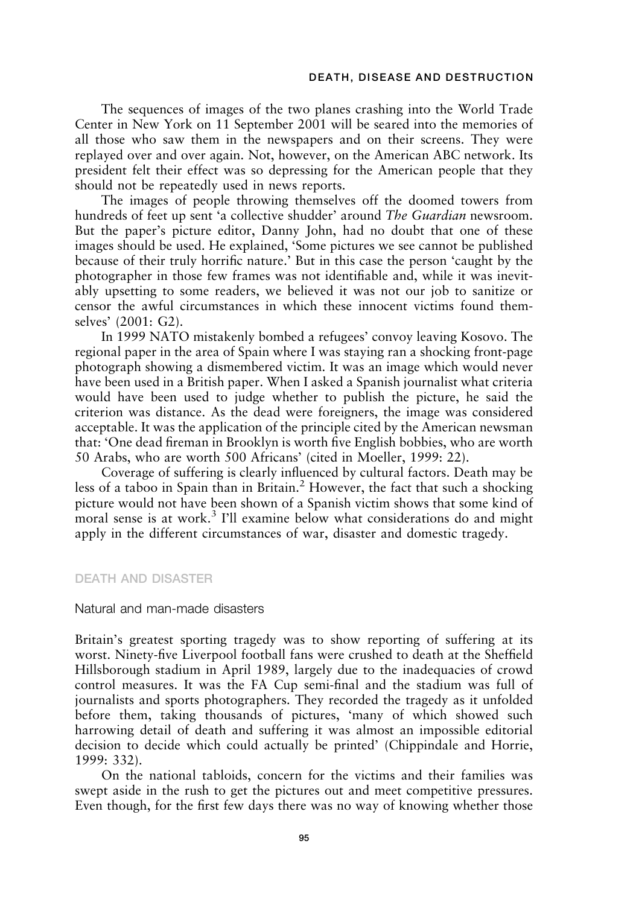The sequences of images of the two planes crashing into the World Trade Center in New York on 11 September 2001 will be seared into the memories of all those who saw them in the newspapers and on their screens. They were replayed over and over again. Not, however, on the American ABC network. Its president felt their effect was so depressing for the American people that they should not be repeatedly used in news reports.

The images of people throwing themselves off the doomed towers from hundreds of feet up sent 'a collective shudder' around *The Guardian* newsroom. But the paper's picture editor, Danny John, had no doubt that one of these images should be used. He explained, 'Some pictures we see cannot be published because of their truly horrific nature.' But in this case the person 'caught by the photographer in those few frames was not identifiable and, while it was inevitably upsetting to some readers, we believed it was not our job to sanitize or censor the awful circumstances in which these innocent victims found themselves' (2001: G2).

In 1999 NATO mistakenly bombed a refugees' convoy leaving Kosovo. The regional paper in the area of Spain where I was staying ran a shocking front-page photograph showing a dismembered victim. It was an image which would never have been used in a British paper. When I asked a Spanish journalist what criteria would have been used to judge whether to publish the picture, he said the criterion was distance. As the dead were foreigners, the image was considered acceptable. It was the application of the principle cited by the American newsman that: 'One dead fireman in Brooklyn is worth five English bobbies, who are worth 50 Arabs, who are worth 500 Africans' (cited in Moeller, 1999: 22).

Coverage of suffering is clearly influenced by cultural factors. Death may be less of a taboo in Spain than in Britain.[2] However, the fact that such a shocking picture would not have been shown of a Spanish victim shows that some kind of moral sense is at work.[3] I'll examine below what considerations do and might apply in the different circumstances of war, disaster and domestic tragedy.

## DEATH AND DISASTER

### Natural and man-made disasters

Britain's greatest sporting tragedy was to show reporting of suffering at its worst. Ninety-five Liverpool football fans were crushed to death at the Sheffield Hillsborough stadium in April 1989, largely due to the inadequacies of crowd control measures. It was the FA Cup semi-final and the stadium was full of journalists and sports photographers. They recorded the tragedy as it unfolded before them, taking thousands of pictures, 'many of which showed such harrowing detail of death and suffering it was almost an impossible editorial decision to decide which could actually be printed' (Chippindale and Horrie, 1999: 332).

On the national tabloids, concern for the victims and their families was swept aside in the rush to get the pictures out and meet competitive pressures. Even though, for the first few days there was no way of knowing whether those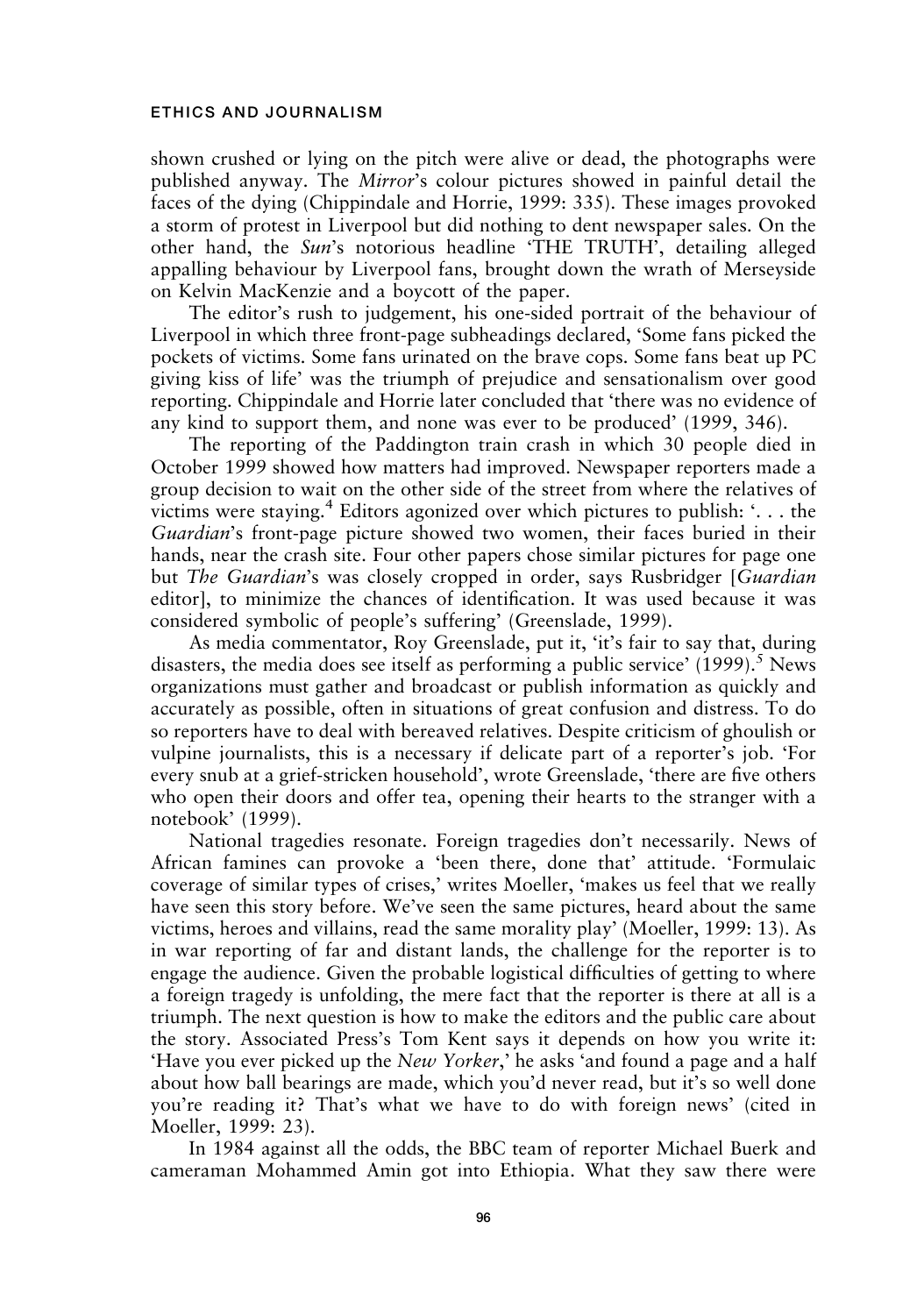shown crushed or lying on the pitch were alive or dead, the photographs were published anyway. The *Mirror*'s colour pictures showed in painful detail the faces of the dying (Chippindale and Horrie, 1999: 335). These images provoked a storm of protest in Liverpool but did nothing to dent newspaper sales. On the other hand, the *Sun*'s notorious headline 'THE TRUTH', detailing alleged appalling behaviour by Liverpool fans, brought down the wrath of Merseyside on Kelvin MacKenzie and a boycott of the paper.

The editor's rush to judgement, his one-sided portrait of the behaviour of Liverpool in which three front-page subheadings declared, 'Some fans picked the pockets of victims. Some fans urinated on the brave cops. Some fans beat up PC giving kiss of life' was the triumph of prejudice and sensationalism over good reporting. Chippindale and Horrie later concluded that 'there was no evidence of any kind to support them, and none was ever to be produced' (1999, 346).

The reporting of the Paddington train crash in which 30 people died in October 1999 showed how matters had improved. Newspaper reporters made a group decision to wait on the other side of the street from where the relatives of victims were staying.[4] Editors agonized over which pictures to publish: '. . . the *Guardian*'s front-page picture showed two women, their faces buried in their hands, near the crash site. Four other papers chose similar pictures for page one but *The Guardian*'s was closely cropped in order, says Rusbridger [*Guardian* editor], to minimize the chances of identification. It was used because it was considered symbolic of people's suffering' (Greenslade, 1999).

As media commentator, Roy Greenslade, put it, 'it's fair to say that, during disasters, the media does see itself as performing a public service' (1999).[5] News organizations must gather and broadcast or publish information as quickly and accurately as possible, often in situations of great confusion and distress. To do so reporters have to deal with bereaved relatives. Despite criticism of ghoulish or vulpine journalists, this is a necessary if delicate part of a reporter's job. 'For every snub at a grief-stricken household', wrote Greenslade, 'there are five others who open their doors and offer tea, opening their hearts to the stranger with a notebook' (1999).

National tragedies resonate. Foreign tragedies don't necessarily. News of African famines can provoke a 'been there, done that' attitude. 'Formulaic coverage of similar types of crises,' writes Moeller, 'makes us feel that we really have seen this story before. We've seen the same pictures, heard about the same victims, heroes and villains, read the same morality play' (Moeller, 1999: 13). As in war reporting of far and distant lands, the challenge for the reporter is to engage the audience. Given the probable logistical difficulties of getting to where a foreign tragedy is unfolding, the mere fact that the reporter is there at all is a triumph. The next question is how to make the editors and the public care about the story. Associated Press's Tom Kent says it depends on how you write it: 'Have you ever picked up the *New Yorker*,' he asks 'and found a page and a half about how ball bearings are made, which you'd never read, but it's so well done you're reading it? That's what we have to do with foreign news' (cited in Moeller, 1999: 23).

In 1984 against all the odds, the BBC team of reporter Michael Buerk and cameraman Mohammed Amin got into Ethiopia. What they saw there were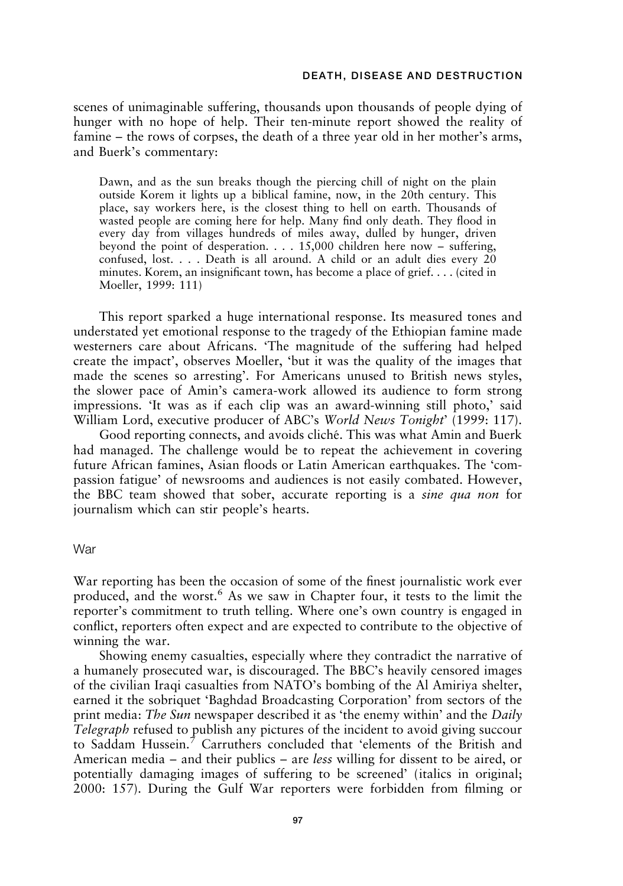scenes of unimaginable suffering, thousands upon thousands of people dying of hunger with no hope of help. Their ten-minute report showed the reality of famine – the rows of corpses, the death of a three year old in her mother's arms, and Buerk's commentary:

> Dawn, and as the sun breaks though the piercing chill of night on the plain outside Korem it lights up a biblical famine, now, in the 20th century. This place, say workers here, is the closest thing to hell on earth. Thousands of wasted people are coming here for help. Many find only death. They flood in every day from villages hundreds of miles away, dulled by hunger, driven beyond the point of desperation. . . . 15,000 children here now – suffering, confused, lost. . . . Death is all around. A child or an adult dies every 20 minutes. Korem, an insignificant town, has become a place of grief. . . . (cited in Moeller, 1999: 111)

This report sparked a huge international response. Its measured tones and understated yet emotional response to the tragedy of the Ethiopian famine made westerners care about Africans. 'The magnitude of the suffering had helped create the impact', observes Moeller, 'but it was the quality of the images that made the scenes so arresting'. For Americans unused to British news styles, the slower pace of Amin's camera-work allowed its audience to form strong impressions. 'It was as if each clip was an award-winning still photo,' said William Lord, executive producer of ABC's *World News Tonight*' (1999: 117).

Good reporting connects, and avoids cliché. This was what Amin and Buerk had managed. The challenge would be to repeat the achievement in covering future African famines, Asian floods or Latin American earthquakes. The 'compassion fatigue' of newsrooms and audiences is not easily combated. However, the BBC team showed that sober, accurate reporting is a *sine qua non* for journalism which can stir people's hearts.

## War

War reporting has been the occasion of some of the finest journalistic work ever produced, and the worst.[6] As we saw in Chapter four, it tests to the limit the reporter's commitment to truth telling. Where one's own country is engaged in conflict, reporters often expect and are expected to contribute to the objective of winning the war.

Showing enemy casualties, especially where they contradict the narrative of a humanely prosecuted war, is discouraged. The BBC's heavily censored images of the civilian Iraqi casualties from NATO's bombing of the Al Amiriya shelter, earned it the sobriquet 'Baghdad Broadcasting Corporation' from sectors of the print media: *The Sun* newspaper described it as 'the enemy within' and the *Daily Telegraph* refused to publish any pictures of the incident to avoid giving succour to Saddam Hussein.[7] Carruthers concluded that 'elements of the British and American media – and their publics – are *less* willing for dissent to be aired, or potentially damaging images of suffering to be screened' (italics in original; 2000: 157). During the Gulf War reporters were forbidden from filming or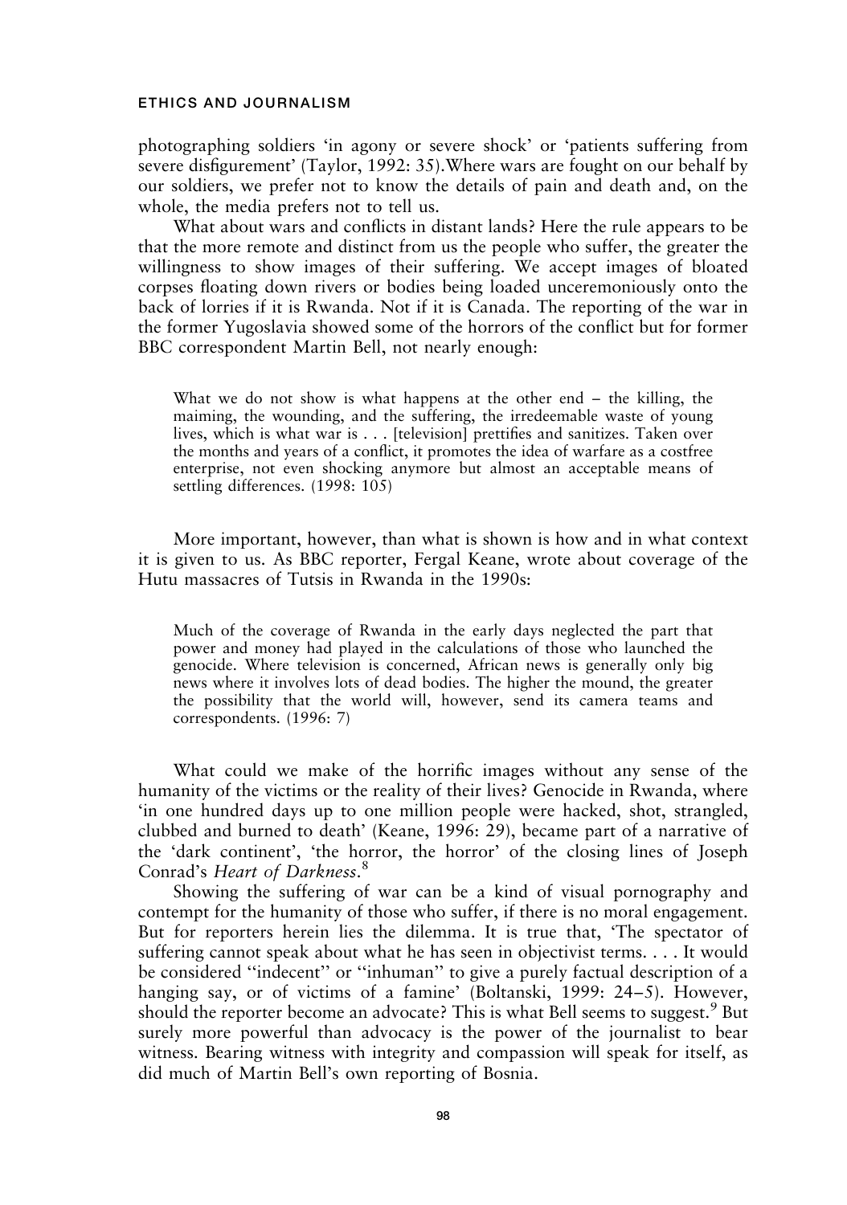photographing soldiers 'in agony or severe shock' or 'patients suffering from severe disfigurement' (Taylor, 1992: 35).Where wars are fought on our behalf by our soldiers, we prefer not to know the details of pain and death and, on the whole, the media prefers not to tell us.

What about wars and conflicts in distant lands? Here the rule appears to be that the more remote and distinct from us the people who suffer, the greater the willingness to show images of their suffering. We accept images of bloated corpses floating down rivers or bodies being loaded unceremoniously onto the back of lorries if it is Rwanda. Not if it is Canada. The reporting of the war in the former Yugoslavia showed some of the horrors of the conflict but for former BBC correspondent Martin Bell, not nearly enough:

> What we do not show is what happens at the other end – the killing, the maiming, the wounding, and the suffering, the irredeemable waste of young lives, which is what war is . . . [television] prettifies and sanitizes. Taken over the months and years of a conflict, it promotes the idea of warfare as a costfree enterprise, not even shocking anymore but almost an acceptable means of settling differences. (1998: 105)

More important, however, than what is shown is how and in what context it is given to us. As BBC reporter, Fergal Keane, wrote about coverage of the Hutu massacres of Tutsis in Rwanda in the 1990s:

> Much of the coverage of Rwanda in the early days neglected the part that power and money had played in the calculations of those who launched the genocide. Where television is concerned, African news is generally only big news where it involves lots of dead bodies. The higher the mound, the greater the possibility that the world will, however, send its camera teams and correspondents. (1996: 7)

What could we make of the horrific images without any sense of the humanity of the victims or the reality of their lives? Genocide in Rwanda, where 'in one hundred days up to one million people were hacked, shot, strangled, clubbed and burned to death' (Keane, 1996: 29), became part of a narrative of the 'dark continent', 'the horror, the horror' of the closing lines of Joseph Conrad's *Heart of Darkness*.[8]

Showing the suffering of war can be a kind of visual pornography and contempt for the humanity of those who suffer, if there is no moral engagement. But for reporters herein lies the dilemma. It is true that, 'The spectator of suffering cannot speak about what he has seen in objectivist terms. . . . It would be considered "indecent" or "inhuman" to give a purely factual description of a hanging say, or of victims of a famine' (Boltanski, 1999: 24–5). However, should the reporter become an advocate? This is what Bell seems to suggest.[9] But surely more powerful than advocacy is the power of the journalist to bear witness. Bearing witness with integrity and compassion will speak for itself, as did much of Martin Bell's own reporting of Bosnia.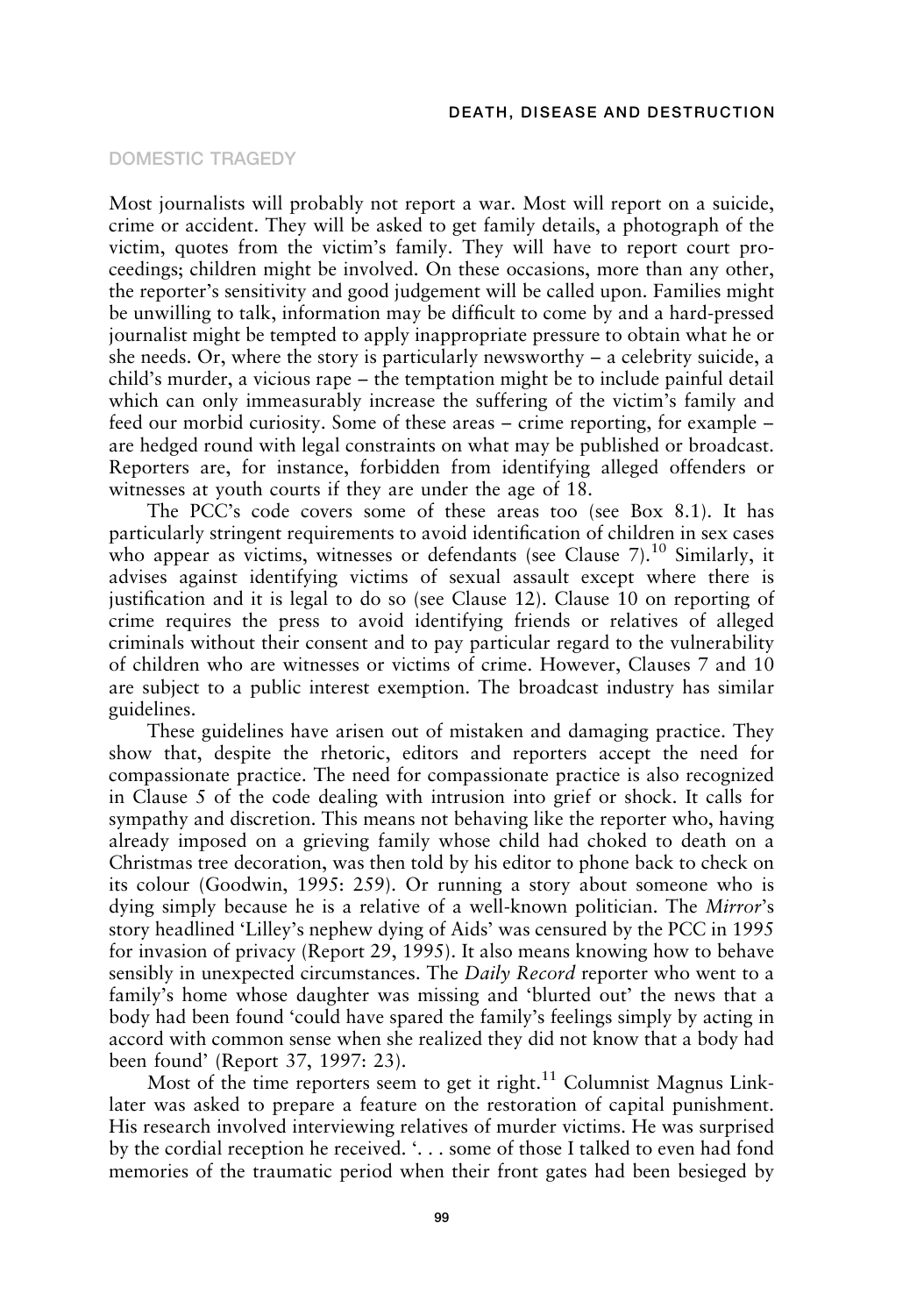## DOMESTIC TRAGEDY

Most journalists will probably not report a war. Most will report on a suicide, crime or accident. They will be asked to get family details, a photograph of the victim, quotes from the victim's family. They will have to report court proceedings; children might be involved. On these occasions, more than any other, the reporter's sensitivity and good judgement will be called upon. Families might be unwilling to talk, information may be difficult to come by and a hard-pressed journalist might be tempted to apply inappropriate pressure to obtain what he or she needs. Or, where the story is particularly newsworthy – a celebrity suicide, a child's murder, a vicious rape – the temptation might be to include painful detail which can only immeasurably increase the suffering of the victim's family and feed our morbid curiosity. Some of these areas – crime reporting, for example – are hedged round with legal constraints on what may be published or broadcast. Reporters are, for instance, forbidden from identifying alleged offenders or witnesses at youth courts if they are under the age of 18.

The PCC's code covers some of these areas too (see Box 8.1). It has particularly stringent requirements to avoid identification of children in sex cases who appear as victims, witnesses or defendants (see Clause 7).[10] Similarly, it advises against identifying victims of sexual assault except where there is justification and it is legal to do so (see Clause 12). Clause 10 on reporting of crime requires the press to avoid identifying friends or relatives of alleged criminals without their consent and to pay particular regard to the vulnerability of children who are witnesses or victims of crime. However, Clauses 7 and 10 are subject to a public interest exemption. The broadcast industry has similar guidelines.

These guidelines have arisen out of mistaken and damaging practice. They show that, despite the rhetoric, editors and reporters accept the need for compassionate practice. The need for compassionate practice is also recognized in Clause 5 of the code dealing with intrusion into grief or shock. It calls for sympathy and discretion. This means not behaving like the reporter who, having already imposed on a grieving family whose child had choked to death on a Christmas tree decoration, was then told by his editor to phone back to check on its colour (Goodwin, 1995: 259). Or running a story about someone who is dying simply because he is a relative of a well-known politician. The *Mirror*'s story headlined 'Lilley's nephew dying of Aids' was censured by the PCC in 1995 for invasion of privacy (Report 29, 1995). It also means knowing how to behave sensibly in unexpected circumstances. The *Daily Record* reporter who went to a family's home whose daughter was missing and 'blurted out' the news that a body had been found 'could have spared the family's feelings simply by acting in accord with common sense when she realized they did not know that a body had been found' (Report 37, 1997: 23).

Most of the time reporters seem to get it right.[11] Columnist Magnus Linklater was asked to prepare a feature on the restoration of capital punishment. His research involved interviewing relatives of murder victims. He was surprised by the cordial reception he received. '. . . some of those I talked to even had fond memories of the traumatic period when their front gates had been besieged by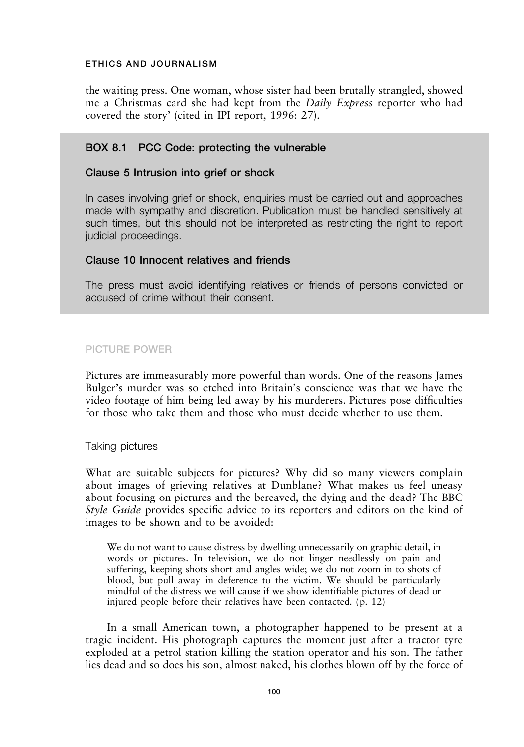the waiting press. One woman, whose sister had been brutally strangled, showed me a Christmas card she had kept from the *Daily Express* reporter who had covered the story' (cited in IPI report, 1996: 27).

> **BOX 8.1 PCC Code: protecting the vulnerable**
>
> **Clause 5 Intrusion into grief or shock**
>
> In cases involving grief or shock, enquiries must be carried out and approaches made with sympathy and discretion. Publication must be handled sensitively at such times, but this should not be interpreted as restricting the right to report judicial proceedings.
>
> **Clause 10 Innocent relatives and friends**
>
> The press must avoid identifying relatives or friends of persons convicted or accused of crime without their consent.

## PICTURE POWER

Pictures are immeasurably more powerful than words. One of the reasons James Bulger's murder was so etched into Britain's conscience was that we have the video footage of him being led away by his murderers. Pictures pose difficulties for those who take them and those who must decide whether to use them.

### Taking pictures

What are suitable subjects for pictures? Why did so many viewers complain about images of grieving relatives at Dunblane? What makes us feel uneasy about focusing on pictures and the bereaved, the dying and the dead? The BBC *Style Guide* provides specific advice to its reporters and editors on the kind of images to be shown and to be avoided:

> We do not want to cause distress by dwelling unnecessarily on graphic detail, in words or pictures. In television, we do not linger needlessly on pain and suffering, keeping shots short and angles wide; we do not zoom in to shots of blood, but pull away in deference to the victim. We should be particularly mindful of the distress we will cause if we show identifiable pictures of dead or injured people before their relatives have been contacted. (p. 12)

In a small American town, a photographer happened to be present at a tragic incident. His photograph captures the moment just after a tractor tyre exploded at a petrol station killing the station operator and his son. The father lies dead and so does his son, almost naked, his clothes blown off by the force of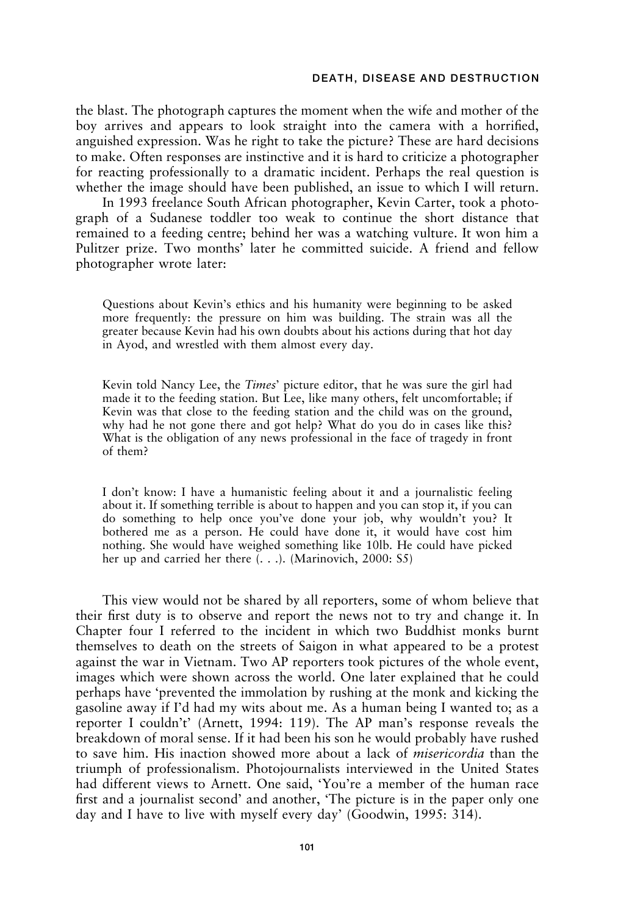the blast. The photograph captures the moment when the wife and mother of the boy arrives and appears to look straight into the camera with a horrified, anguished expression. Was he right to take the picture? These are hard decisions to make. Often responses are instinctive and it is hard to criticize a photographer for reacting professionally to a dramatic incident. Perhaps the real question is whether the image should have been published, an issue to which I will return.

In 1993 freelance South African photographer, Kevin Carter, took a photograph of a Sudanese toddler too weak to continue the short distance that remained to a feeding centre; behind her was a watching vulture. It won him a Pulitzer prize. Two months' later he committed suicide. A friend and fellow photographer wrote later:

> Questions about Kevin's ethics and his humanity were beginning to be asked more frequently: the pressure on him was building. The strain was all the greater because Kevin had his own doubts about his actions during that hot day in Ayod, and wrestled with them almost every day.
>
> Kevin told Nancy Lee, the *Times*' picture editor, that he was sure the girl had made it to the feeding station. But Lee, like many others, felt uncomfortable; if Kevin was that close to the feeding station and the child was on the ground, why had he not gone there and got help? What do you do in cases like this? What is the obligation of any news professional in the face of tragedy in front of them?
>
> I don't know: I have a humanistic feeling about it and a journalistic feeling about it. If something terrible is about to happen and you can stop it, if you can do something to help once you've done your job, why wouldn't you? It bothered me as a person. He could have done it, it would have cost him nothing. She would have weighed something like 10lb. He could have picked her up and carried her there (. . .). (Marinovich, 2000: S5)

This view would not be shared by all reporters, some of whom believe that their first duty is to observe and report the news not to try and change it. In Chapter four I referred to the incident in which two Buddhist monks burnt themselves to death on the streets of Saigon in what appeared to be a protest against the war in Vietnam. Two AP reporters took pictures of the whole event, images which were shown across the world. One later explained that he could perhaps have 'prevented the immolation by rushing at the monk and kicking the gasoline away if I'd had my wits about me. As a human being I wanted to; as a reporter I couldn't' (Arnett, 1994: 119). The AP man's response reveals the breakdown of moral sense. If it had been his son he would probably have rushed to save him. His inaction showed more about a lack of *misericordia* than the triumph of professionalism. Photojournalists interviewed in the United States had different views to Arnett. One said, 'You're a member of the human race first and a journalist second' and another, 'The picture is in the paper only one day and I have to live with myself every day' (Goodwin, 1995: 314).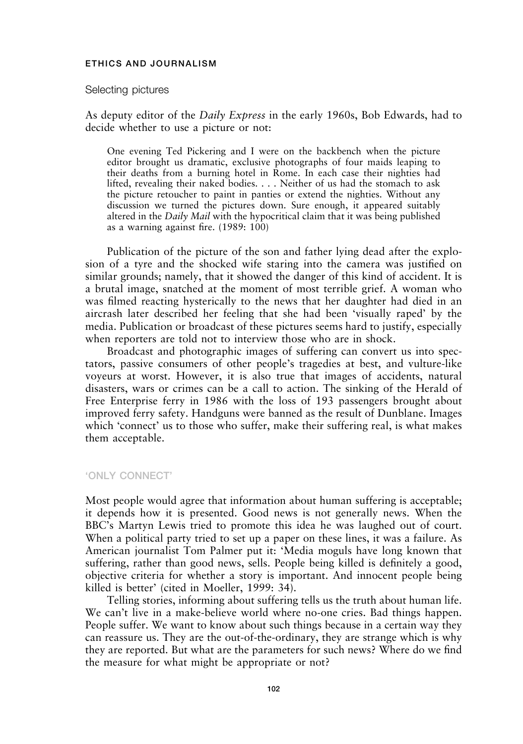## Selecting pictures

As deputy editor of the *Daily Express* in the early 1960s, Bob Edwards, had to decide whether to use a picture or not:

> One evening Ted Pickering and I were on the backbench when the picture editor brought us dramatic, exclusive photographs of four maids leaping to their deaths from a burning hotel in Rome. In each case their nighties had lifted, revealing their naked bodies. . . . Neither of us had the stomach to ask the picture retoucher to paint in panties or extend the nighties. Without any discussion we turned the pictures down. Sure enough, it appeared suitably altered in the *Daily Mail* with the hypocritical claim that it was being published as a warning against fire. (1989: 100)

Publication of the picture of the son and father lying dead after the explosion of a tyre and the shocked wife staring into the camera was justified on similar grounds; namely, that it showed the danger of this kind of accident. It is a brutal image, snatched at the moment of most terrible grief. A woman who was filmed reacting hysterically to the news that her daughter had died in an aircrash later described her feeling that she had been 'visually raped' by the media. Publication or broadcast of these pictures seems hard to justify, especially when reporters are told not to interview those who are in shock.

Broadcast and photographic images of suffering can convert us into spectators, passive consumers of other people's tragedies at best, and vulture-like voyeurs at worst. However, it is also true that images of accidents, natural disasters, wars or crimes can be a call to action. The sinking of the Herald of Free Enterprise ferry in 1986 with the loss of 193 passengers brought about improved ferry safety. Handguns were banned as the result of Dunblane. Images which 'connect' us to those who suffer, make their suffering real, is what makes them acceptable.

## 'ONLY CONNECT'

Most people would agree that information about human suffering is acceptable; it depends how it is presented. Good news is not generally news. When the BBC's Martyn Lewis tried to promote this idea he was laughed out of court. When a political party tried to set up a paper on these lines, it was a failure. As American journalist Tom Palmer put it: 'Media moguls have long known that suffering, rather than good news, sells. People being killed is definitely a good, objective criteria for whether a story is important. And innocent people being killed is better' (cited in Moeller, 1999: 34).

Telling stories, informing about suffering tells us the truth about human life. We can't live in a make-believe world where no-one cries. Bad things happen. People suffer. We want to know about such things because in a certain way they can reassure us. They are the out-of-the-ordinary, they are strange which is why they are reported. But what are the parameters for such news? Where do we find the measure for what might be appropriate or not?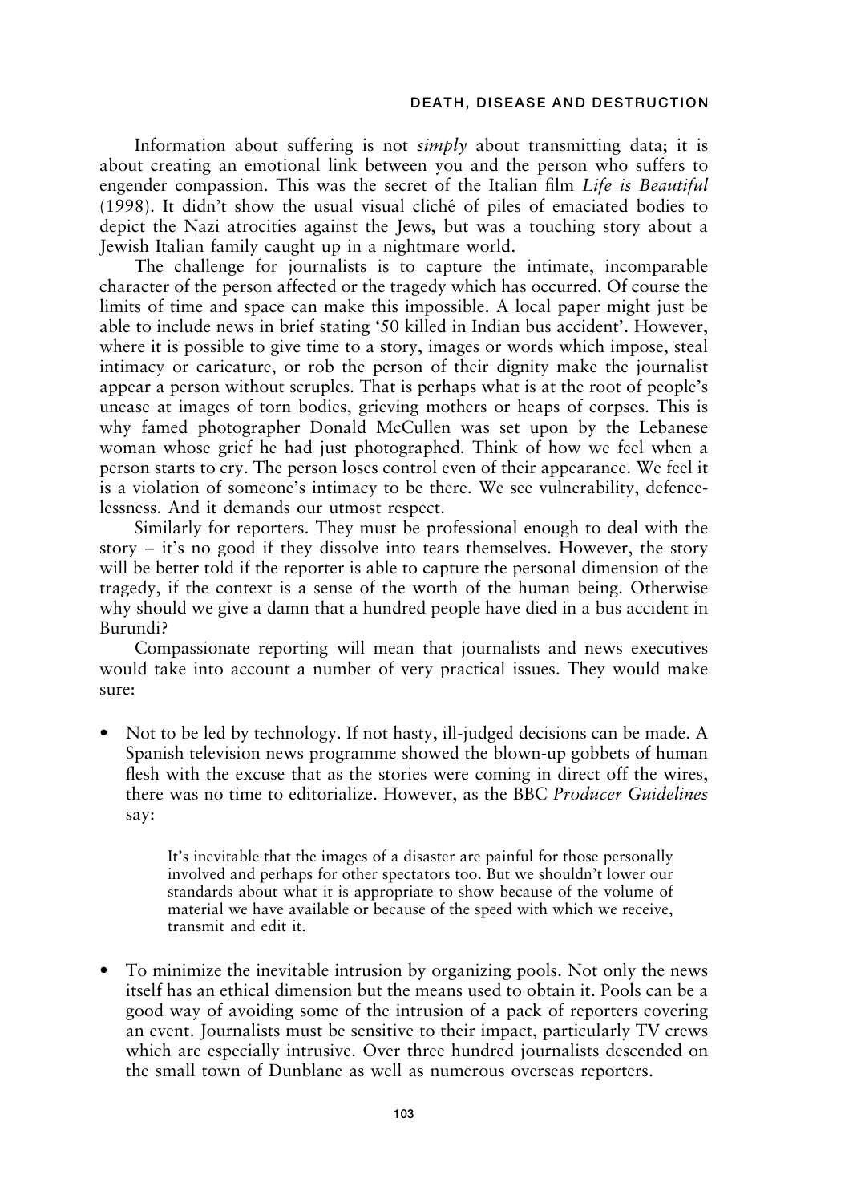Information about suffering is not *simply* about transmitting data; it is about creating an emotional link between you and the person who suffers to engender compassion. This was the secret of the Italian film *Life is Beautiful* (1998). It didn't show the usual visual cliché of piles of emaciated bodies to depict the Nazi atrocities against the Jews, but was a touching story about a Jewish Italian family caught up in a nightmare world.

The challenge for journalists is to capture the intimate, incomparable character of the person affected or the tragedy which has occurred. Of course the limits of time and space can make this impossible. A local paper might just be able to include news in brief stating '50 killed in Indian bus accident'. However, where it is possible to give time to a story, images or words which impose, steal intimacy or caricature, or rob the person of their dignity make the journalist appear a person without scruples. That is perhaps what is at the root of people's unease at images of torn bodies, grieving mothers or heaps of corpses. This is why famed photographer Donald McCullen was set upon by the Lebanese woman whose grief he had just photographed. Think of how we feel when a person starts to cry. The person loses control even of their appearance. We feel it is a violation of someone's intimacy to be there. We see vulnerability, defencelessness. And it demands our utmost respect.

Similarly for reporters. They must be professional enough to deal with the story – it's no good if they dissolve into tears themselves. However, the story will be better told if the reporter is able to capture the personal dimension of the tragedy, if the context is a sense of the worth of the human being. Otherwise why should we give a damn that a hundred people have died in a bus accident in Burundi?

Compassionate reporting will mean that journalists and news executives would take into account a number of very practical issues. They would make sure:

- Not to be led by technology. If not hasty, ill-judged decisions can be made. A Spanish television news programme showed the blown-up gobbets of human flesh with the excuse that as the stories were coming in direct off the wires, there was no time to editorialize. However, as the BBC *Producer Guidelines* say:

  > It's inevitable that the images of a disaster are painful for those personally involved and perhaps for other spectators too. But we shouldn't lower our standards about what it is appropriate to show because of the volume of material we have available or because of the speed with which we receive, transmit and edit it.

- To minimize the inevitable intrusion by organizing pools. Not only the news itself has an ethical dimension but the means used to obtain it. Pools can be a good way of avoiding some of the intrusion of a pack of reporters covering an event. Journalists must be sensitive to their impact, particularly TV crews which are especially intrusive. Over three hundred journalists descended on the small town of Dunblane as well as numerous overseas reporters.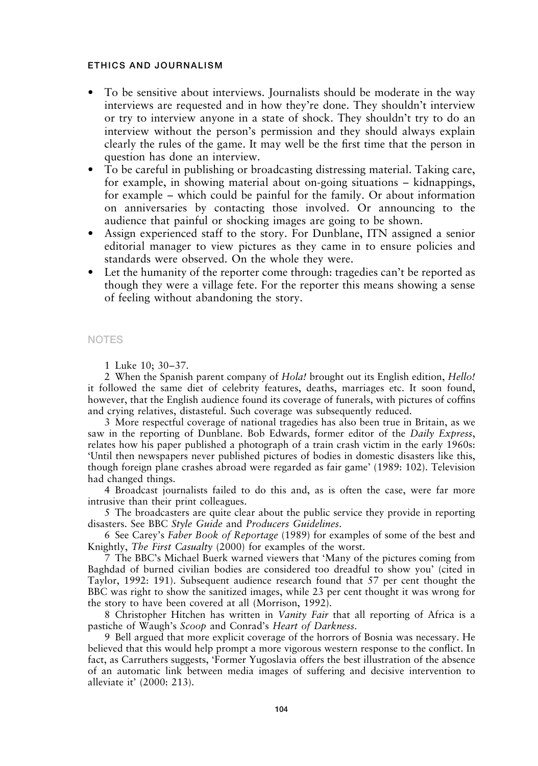- To be sensitive about interviews. Journalists should be moderate in the way interviews are requested and in how they're done. They shouldn't interview or try to interview anyone in a state of shock. They shouldn't try to do an interview without the person's permission and they should always explain clearly the rules of the game. It may well be the first time that the person in question has done an interview.
- To be careful in publishing or broadcasting distressing material. Taking care, for example, in showing material about on-going situations – kidnappings, for example – which could be painful for the family. Or about information on anniversaries by contacting those involved. Or announcing to the audience that painful or shocking images are going to be shown.
- Assign experienced staff to the story. For Dunblane, ITN assigned a senior editorial manager to view pictures as they came in to ensure policies and standards were observed. On the whole they were.
- Let the humanity of the reporter come through: tragedies can't be reported as though they were a village fete. For the reporter this means showing a sense of feeling without abandoning the story.

## NOTES

1 Luke 10; 30–37.

2 When the Spanish parent company of *Hola!* brought out its English edition, *Hello!* it followed the same diet of celebrity features, deaths, marriages etc. It soon found, however, that the English audience found its coverage of funerals, with pictures of coffins and crying relatives, distasteful. Such coverage was subsequently reduced.

3 More respectful coverage of national tragedies has also been true in Britain, as we saw in the reporting of Dunblane. Bob Edwards, former editor of the *Daily Express*, relates how his paper published a photograph of a train crash victim in the early 1960s: 'Until then newspapers never published pictures of bodies in domestic disasters like this, though foreign plane crashes abroad were regarded as fair game' (1989: 102). Television had changed things.

4 Broadcast journalists failed to do this and, as is often the case, were far more intrusive than their print colleagues.

5 The broadcasters are quite clear about the public service they provide in reporting disasters. See BBC *Style Guide* and *Producers Guidelines*.

6 See Carey's *Faber Book of Reportage* (1989) for examples of some of the best and Knightly, *The First Casualty* (2000) for examples of the worst.

7 The BBC's Michael Buerk warned viewers that 'Many of the pictures coming from Baghdad of burned civilian bodies are considered too dreadful to show you' (cited in Taylor, 1992: 191). Subsequent audience research found that 57 per cent thought the BBC was right to show the sanitized images, while 23 per cent thought it was wrong for the story to have been covered at all (Morrison, 1992).

8 Christopher Hitchen has written in *Vanity Fair* that all reporting of Africa is a pastiche of Waugh's *Scoop* and Conrad's *Heart of Darkness*.

9 Bell argued that more explicit coverage of the horrors of Bosnia was necessary. He believed that this would help prompt a more vigorous western response to the conflict. In fact, as Carruthers suggests, 'Former Yugoslavia offers the best illustration of the absence of an automatic link between media images of suffering and decisive intervention to alleviate it' (2000: 213).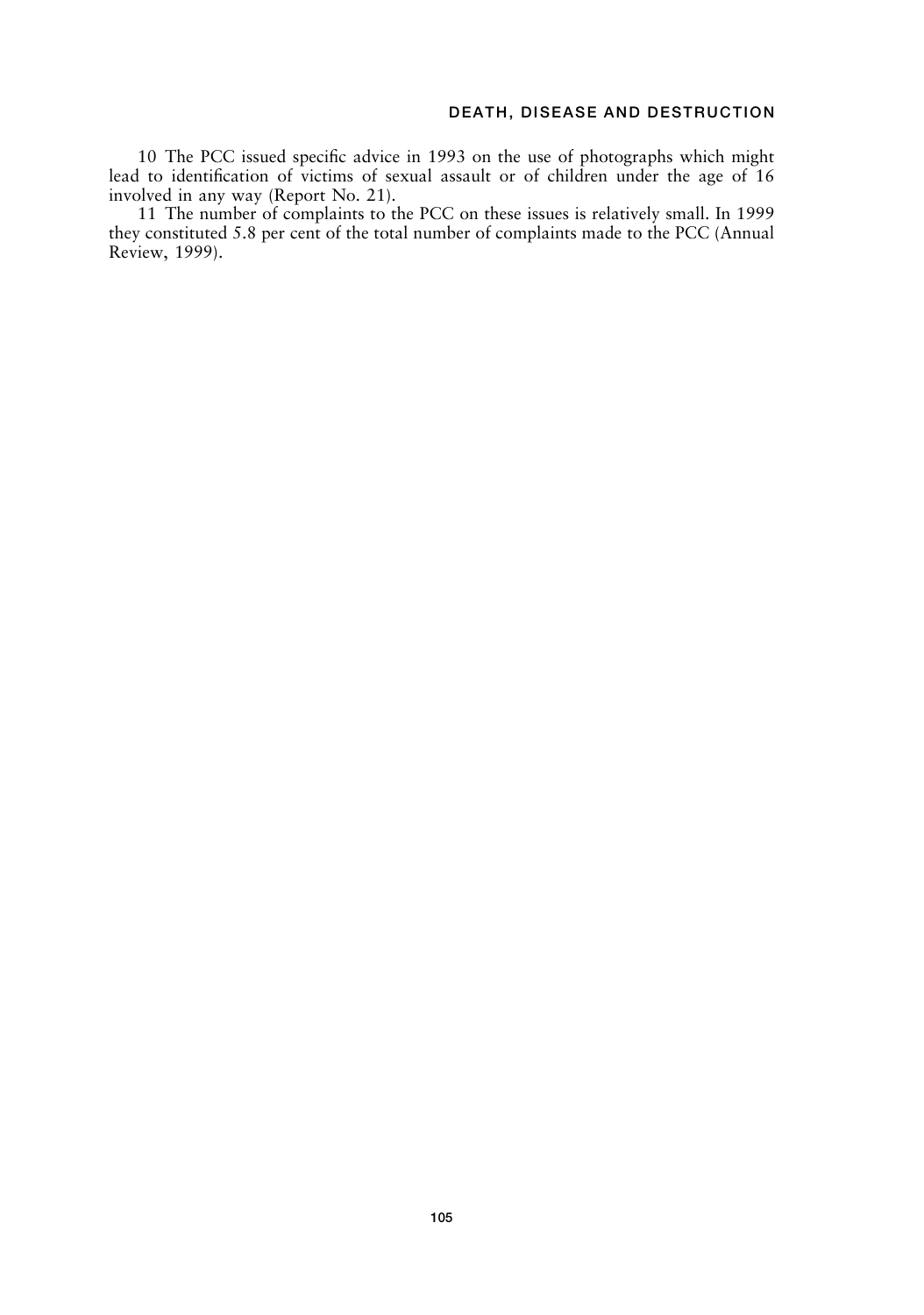10 The PCC issued specific advice in 1993 on the use of photographs which might lead to identification of victims of sexual assault or of children under the age of 16 involved in any way (Report No. 21).

11 The number of complaints to the PCC on these issues is relatively small. In 1999 they constituted 5.8 per cent of the total number of complaints made to the PCC (Annual Review, 1999).